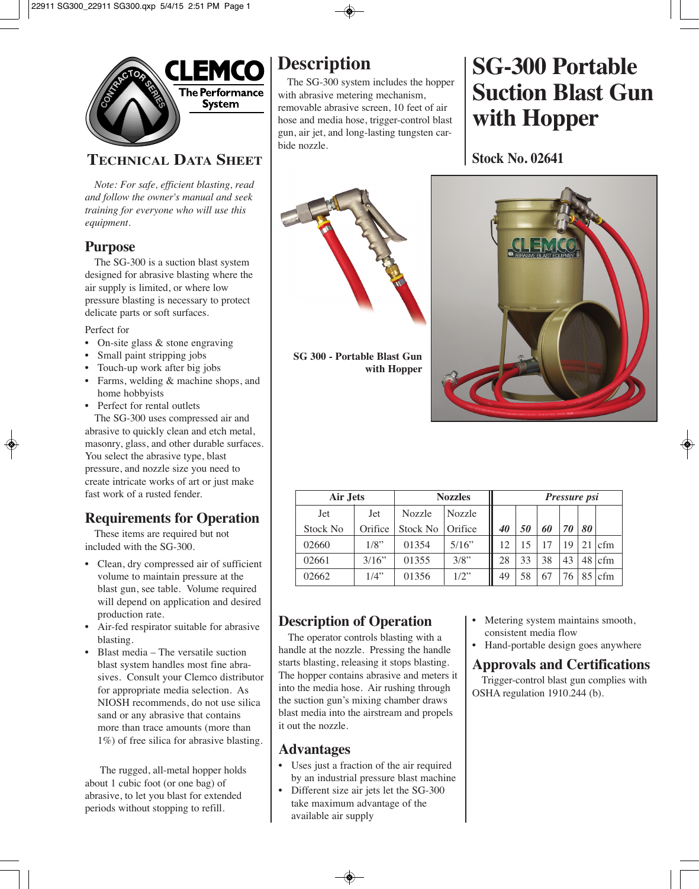# SG-300 Portable Suction Blast Gun with Hopper

**Stock No. 02641**

CLEMCO CONTRACTOR SERIES The Performance System

## TECHNICAL DATA SHEET

*Note: For safe, efficient blasting, read and follow the owner's manual and seek training for everyone who will use this equipment.*

## Purpose

The SG-300 is a suction blast system designed for abrasive blasting where the air supply is limited, or where low pressure blasting is necessary to protect delicate parts or soft surfaces.

Perfect for

- On-site glass & stone engraving
- Small paint stripping jobs
- Touch-up work after big jobs
- Farms, welding & machine shops, and home hobbyists
- Perfect for rental outlets

The SG-300 uses compressed air and abrasive to quickly clean and etch metal, masonry, glass, and other durable surfaces. You select the abrasive type, blast pressure, and nozzle size you need to create intricate works of art or just make fast work of a rusted fender.

## Requirements for Operation

These items are required but not included with the SG-300.

- Clean, dry compressed air of sufficient volume to maintain pressure at the blast gun, see table. Volume required will depend on application and desired production rate.
- Air-fed respirator suitable for abrasive blasting.
- Blast media – The versatile suction blast system handles most fine abrasives. Consult your Clemco distributor for appropriate media selection. As NIOSH recommends, do not use silica sand or any abrasive that contains more than trace amounts (more than 1%) of free silica for abrasive blasting.

The rugged, all-metal hopper holds about 1 cubic foot (or one bag) of abrasive, to let you blast for extended periods without stopping to refill.

## Description

The SG-300 system includes the hopper with abrasive metering mechanism, removable abrasive screen, 10 feet of air hose and media hose, trigger-control blast gun, air jet, and long-lasting tungsten carbide nozzle.

**SG 300 - Portable Blast Gun with Hopper**

| Air Jets | | Nozzles | | *Pressure psi* | | | | | |
|---|---|---|---|---|---|---|---|---|---|
| Jet Stock No | Jet Orifice | Nozzle Stock No | Nozzle Orifice | ***40*** | ***50*** | ***60*** | ***70*** | ***80*** | |
| 02660 | 1/8” | 01354 | 5/16” | 12 | 15 | 17 | 19 | 21 | cfm |
| 02661 | 3/16” | 01355 | 3/8” | 28 | 33 | 38 | 43 | 48 | cfm |
| 02662 | 1/4” | 01356 | 1/2” | 49 | 58 | 67 | 76 | 85 | cfm |

## Description of Operation

The operator controls blasting with a handle at the nozzle. Pressing the handle starts blasting, releasing it stops blasting. The hopper contains abrasive and meters it into the media hose. Air rushing through the suction gun's mixing chamber draws blast media into the airstream and propels it out the nozzle.

## Advantages

- Uses just a fraction of the air required by an industrial pressure blast machine
- Different size air jets let the SG-300 take maximum advantage of the available air supply
- Metering system maintains smooth, consistent media flow
- Hand-portable design goes anywhere

## Approvals and Certifications

Trigger-control blast gun complies with OSHA regulation 1910.244 (b).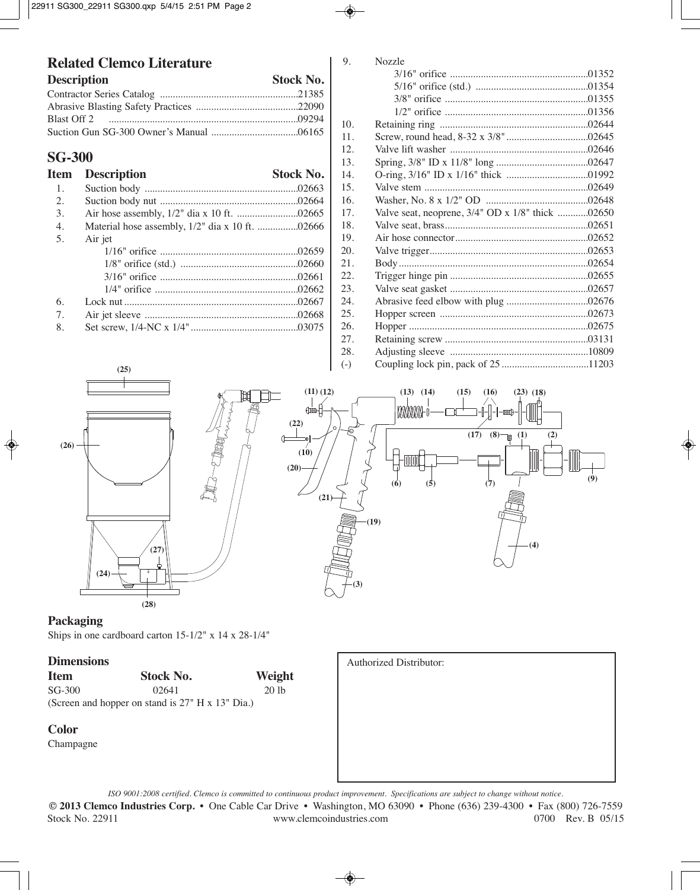## Related Clemco Literature

| Description | Stock No. |
|---|---|
| Contractor Series Catalog | 21385 |
| Abrasive Blasting Safety Practices | 22090 |
| Blast Off 2 | 09294 |
| Suction Gun SG-300 Owner's Manual | 06165 |

## SG-300

| Item | Description | Stock No. |
|---|---|---|
| 1. | Suction body | 02663 |
| 2. | Suction body nut | 02664 |
| 3. | Air hose assembly, 1/2" dia x 10 ft. | 02665 |
| 4. | Material hose assembly, 1/2" dia x 10 ft. | 02666 |
| 5. | Air jet | |
| | 1/16" orifice | 02659 |
| | 1/8" orifice (std.) | 02660 |
| | 3/16" orifice | 02661 |
| | 1/4" orifice | 02662 |
| 6. | Lock nut | 02667 |
| 7. | Air jet sleeve | 02668 |
| 8. | Set screw, 1/4-NC x 1/4" | 03075 |
| 9. | Nozzle | |
| | 3/16" orifice | 01352 |
| | 5/16" orifice (std.) | 01354 |
| | 3/8" orifice | 01355 |
| | 1/2" orifice | 01356 |
| 10. | Retaining ring | 02644 |
| 11. | Screw, round head, 8-32 x 3/8" | 02645 |
| 12. | Valve lift washer | 02646 |
| 13. | Spring, 3/8" ID x 11/8" long | 02647 |
| 14. | O-ring, 3/16" ID x 1/16" thick | 01992 |
| 15. | Valve stem | 02649 |
| 16. | Washer, No. 8 x 1/2" OD | 02648 |
| 17. | Valve seat, neoprene, 3/4" OD x 1/8" thick | 02650 |
| 18. | Valve seat, brass | 02651 |
| 19. | Air hose connector | 02652 |
| 20. | Valve trigger | 02653 |
| 21. | Body | 02654 |
| 22. | Trigger hinge pin | 02655 |
| 23. | Valve seat gasket | 02657 |
| 24. | Abrasive feed elbow with plug | 02676 |
| 25. | Hopper screen | 02673 |
| 26. | Hopper | 02675 |
| 27. | Retaining screw | 03131 |
| 28. | Adjusting sleeve | 10809 |
| (-) | Coupling lock pin, pack of 25 | 11203 |

(25) (26) (27) (24) (28) (11) (12) (22) (10) (20) (21) (19) (3) (13) (14) (15) (16) (23) (18) (17) (8) (1) (2) (6) (5) (7) (9) (4)

### Packaging

Ships in one cardboard carton 15-1/2" x 14 x 28-1/4"

### Dimensions

| Item | Stock No. | Weight |
|---|---|---|
| SG-300 | 02641 | 20 lb |

(Screen and hopper on stand is 27" H x 13" Dia.)

### Color

Champagne

Authorized Distributor:

*ISO 9001:2008 certified. Clemco is committed to continuous product improvement. Specifications are subject to change without notice.*

**© 2013 Clemco Industries Corp.** • One Cable Car Drive • Washington, MO 63090 • Phone (636) 239-4300 • Fax (800) 726-7559

Stock No. 22911 www.clemcoindustries.com 0700 Rev. B 05/15